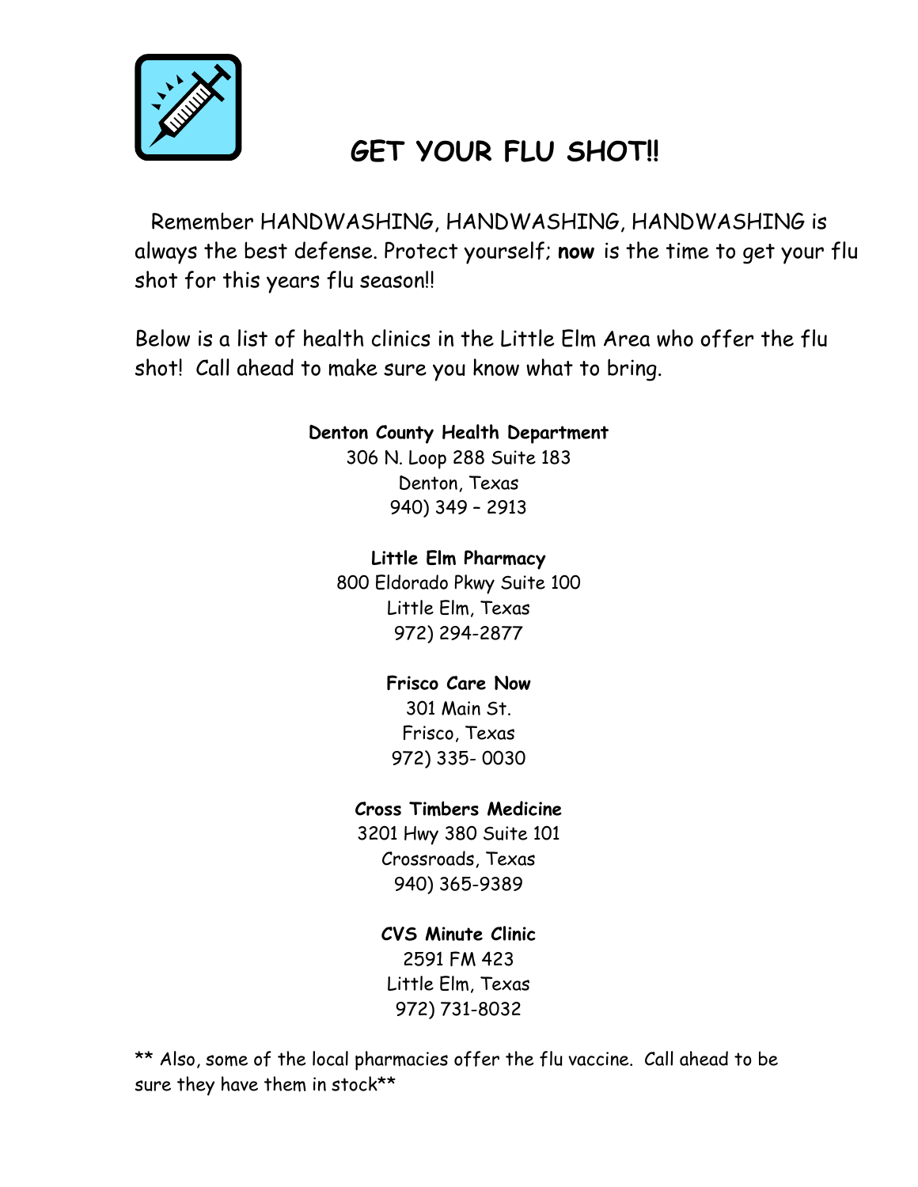# GET YOUR FLU SHOT!!

Remember HANDWASHING, HANDWASHING, HANDWASHING is always the best defense. Protect yourself; **now** is the time to get your flu shot for this years flu season!!

Below is a list of health clinics in the Little Elm Area who offer the flu shot! Call ahead to make sure you know what to bring.

**Denton County Health Department**
306 N. Loop 288 Suite 183
Denton, Texas
940) 349 – 2913

**Little Elm Pharmacy**
800 Eldorado Pkwy Suite 100
Little Elm, Texas
972) 294-2877

**Frisco Care Now**
301 Main St.
Frisco, Texas
972) 335- 0030

**Cross Timbers Medicine**
3201 Hwy 380 Suite 101
Crossroads, Texas
940) 365-9389

**CVS Minute Clinic**
2591 FM 423
Little Elm, Texas
972) 731-8032

** Also, some of the local pharmacies offer the flu vaccine. Call ahead to be sure they have them in stock**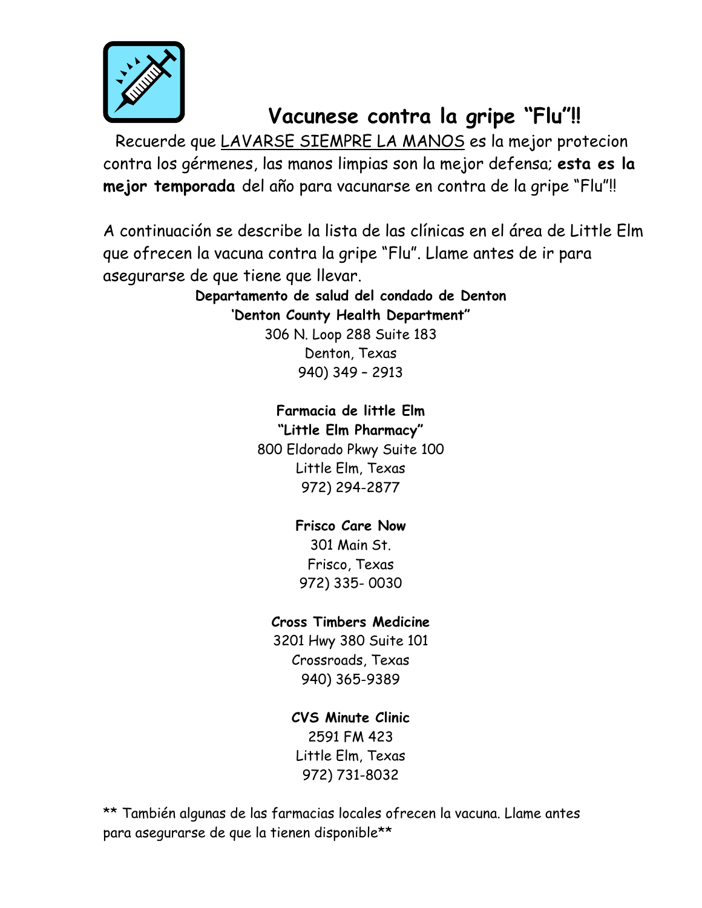# Vacunese contra la gripe "Flu"!!

Recuerde que LAVARSE SIEMPRE LA MANOS es la mejor protecion contra los gérmenes, las manos limpias son la mejor defensa; **esta es la mejor temporada** del año para vacunarse en contra de la gripe "Flu"!!

A continuación se describe la lista de las clínicas en el área de Little Elm que ofrecen la vacuna contra la gripe "Flu". Llame antes de ir para asegurarse de que tiene que llevar.

**Departamento de salud del condado de Denton**
**'Denton County Health Department"**
306 N. Loop 288 Suite 183
Denton, Texas
940) 349 – 2913

**Farmacia de little Elm**
**"Little Elm Pharmacy"**
800 Eldorado Pkwy Suite 100
Little Elm, Texas
972) 294-2877

**Frisco Care Now**
301 Main St.
Frisco, Texas
972) 335- 0030

**Cross Timbers Medicine**
3201 Hwy 380 Suite 101
Crossroads, Texas
940) 365-9389

**CVS Minute Clinic**
2591 FM 423
Little Elm, Texas
972) 731-8032

** También algunas de las farmacias locales ofrecen la vacuna. Llame antes para asegurarse de que la tienen disponible**